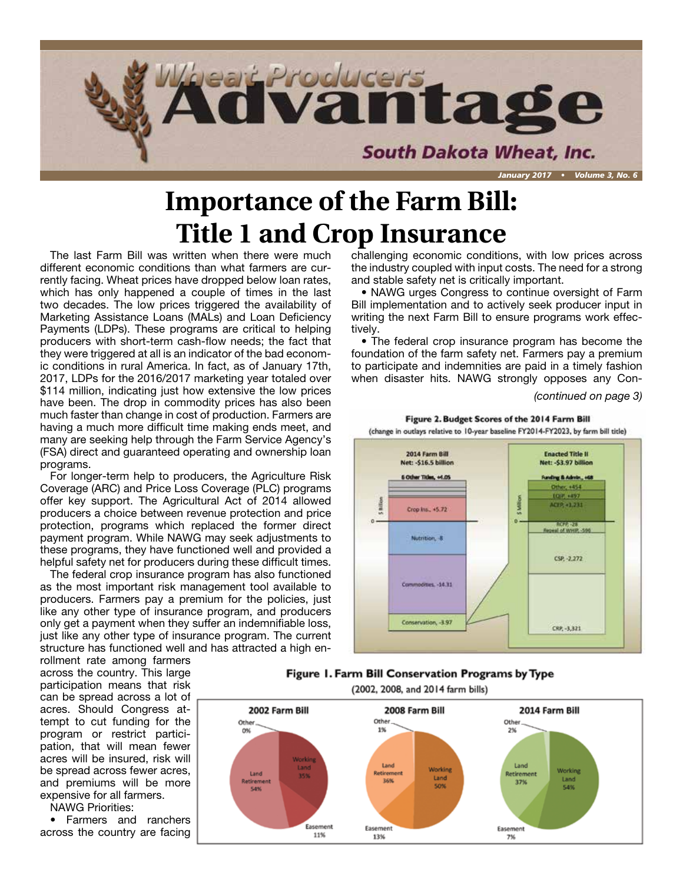# Importance of the Farm Bill: Title 1 and Crop Insurance

The last Farm Bill was written when there were much different economic conditions than what farmers are currently facing. Wheat prices have dropped below loan rates, which has only happened a couple of times in the last two decades. The low prices triggered the availability of Marketing Assistance Loans (MALs) and Loan Deficiency Payments (LDPs). These programs are critical to helping producers with short-term cash-flow needs; the fact that they were triggered at all is an indicator of the bad economic conditions in rural America. In fact, as of January 17th, 2017, LDPs for the 2016/2017 marketing year totaled over $114 million, indicating just how extensive the low prices have been. The drop in commodity prices has also been much faster than change in cost of production. Farmers are having a much more difficult time making ends meet, and many are seeking help through the Farm Service Agency's (FSA) direct and guaranteed operating and ownership loan programs.

For longer-term help to producers, the Agriculture Risk Coverage (ARC) and Price Loss Coverage (PLC) programs offer key support. The Agricultural Act of 2014 allowed producers a choice between revenue protection and price protection, programs which replaced the former direct payment program. While NAWG may seek adjustments to these programs, they have functioned well and provided a helpful safety net for producers during these difficult times.

The federal crop insurance program has also functioned as the most important risk management tool available to producers. Farmers pay a premium for the policies, just like any other type of insurance program, and producers only get a payment when they suffer an indemnifiable loss, just like any other type of insurance program. The current structure has functioned well and has attracted a high enrollment rate among farmers across the country. This large participation means that risk can be spread across a lot of acres. Should Congress attempt to cut funding for the program or restrict participation, that will mean fewer acres will be insured, risk will be spread across fewer acres, and premiums will be more expensive for all farmers.

NAWG Priorities:

- Farmers and ranchers across the country are facing challenging economic conditions, with low prices across the industry coupled with input costs. The need for a strong and stable safety net is critically important.
- NAWG urges Congress to continue oversight of Farm Bill implementation and to actively seek producer input in writing the next Farm Bill to ensure programs work effectively.
- The federal crop insurance program has become the foundation of the farm safety net. Farmers pay a premium to participate and indemnities are paid in a timely fashion when disaster hits. NAWG strongly opposes any Con-

*(continued on page 3)*

**Figure 2. Budget Scores of the 2014 Farm Bill**
(change in outlays relative to 10-year baseline FY2014-FY2023, by farm bill title)

2014 Farm Bill Net: -$16.5 billion — 6 Other Titles, +4.05; Crop Ins., +5.72; Nutrition, -8; Commodities, -14.31; Conservation, -3.97

Enacted Title II Net: -$3.97 billion — Funding & Admin., +68; Other, +454; EQIP, +497; ACEP, +1,231; RCPP, -28; Repeal of WHIP, -596; CSP, -2,272; CRP, -3,321

**Figure 1. Farm Bill Conservation Programs by Type**
(2002, 2008, and 2014 farm bills)

| | 2002 Farm Bill | 2008 Farm Bill | 2014 Farm Bill |
|---|---|---|---|
| Other | 0% | 1% | 2% |
| Working Land | 35% | 50% | 54% |
| Land Retirement | 54% | 36% | 37% |
| Easement | 11% | 13% | 7% |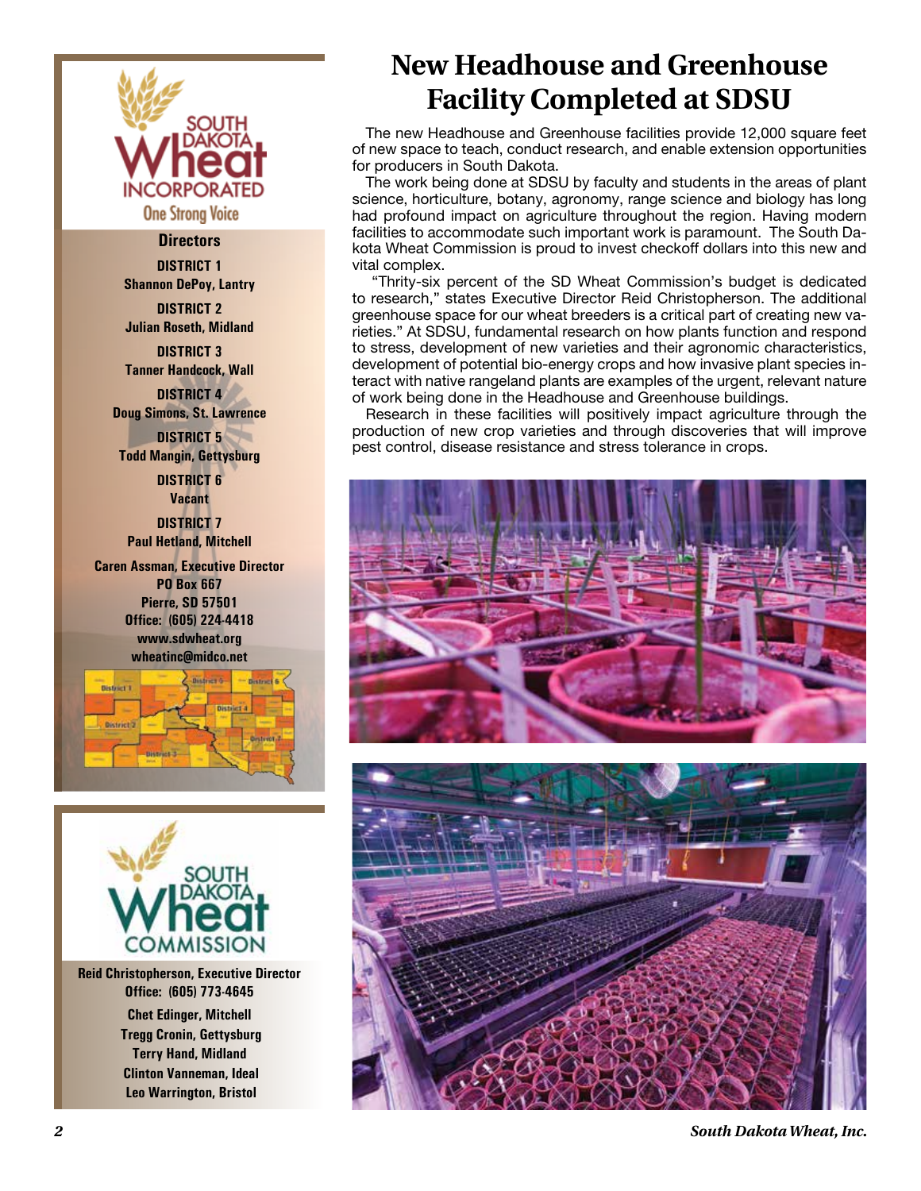# New Headhouse and Greenhouse Facility Completed at SDSU

The new Headhouse and Greenhouse facilities provide 12,000 square feet of new space to teach, conduct research, and enable extension opportunities for producers in South Dakota.

The work being done at SDSU by faculty and students in the areas of plant science, horticulture, botany, agronomy, range science and biology has long had profound impact on agriculture throughout the region. Having modern facilities to accommodate such important work is paramount. The South Dakota Wheat Commission is proud to invest checkoff dollars into this new and vital complex.

"Thrity-six percent of the SD Wheat Commission's budget is dedicated to research," states Executive Director Reid Christopherson. The additional greenhouse space for our wheat breeders is a critical part of creating new varieties." At SDSU, fundamental research on how plants function and respond to stress, development of new varieties and their agronomic characteristics, development of potential bio-energy crops and how invasive plant species interact with native rangeland plants are examples of the urgent, relevant nature of work being done in the Headhouse and Greenhouse buildings.

Research in these facilities will positively impact agriculture through the production of new crop varieties and through discoveries that will improve pest control, disease resistance and stress tolerance in crops.

---

**SOUTH DAKOTA Wheat INCORPORATED**
One Strong Voice

## Directors

**DISTRICT 1**
Shannon DePoy, Lantry

**DISTRICT 2**
Julian Roseth, Midland

**DISTRICT 3**
Tanner Handcock, Wall

**DISTRICT 4**
Doug Simons, St. Lawrence

**DISTRICT 5**
Todd Mangin, Gettysburg

**DISTRICT 6**
Vacant

**DISTRICT 7**
Paul Hetland, Mitchell

Caren Assman, Executive Director
PO Box 667
Pierre, SD 57501
Office: (605) 224-4418
www.sdwheat.org
wheatinc@midco.net

---

**SOUTH DAKOTA Wheat COMMISSION**

Reid Christopherson, Executive Director
Office: (605) 773-4645

Chet Edinger, Mitchell
Tregg Cronin, Gettysburg
Terry Hand, Midland
Clinton Vanneman, Ideal
Leo Warrington, Bristol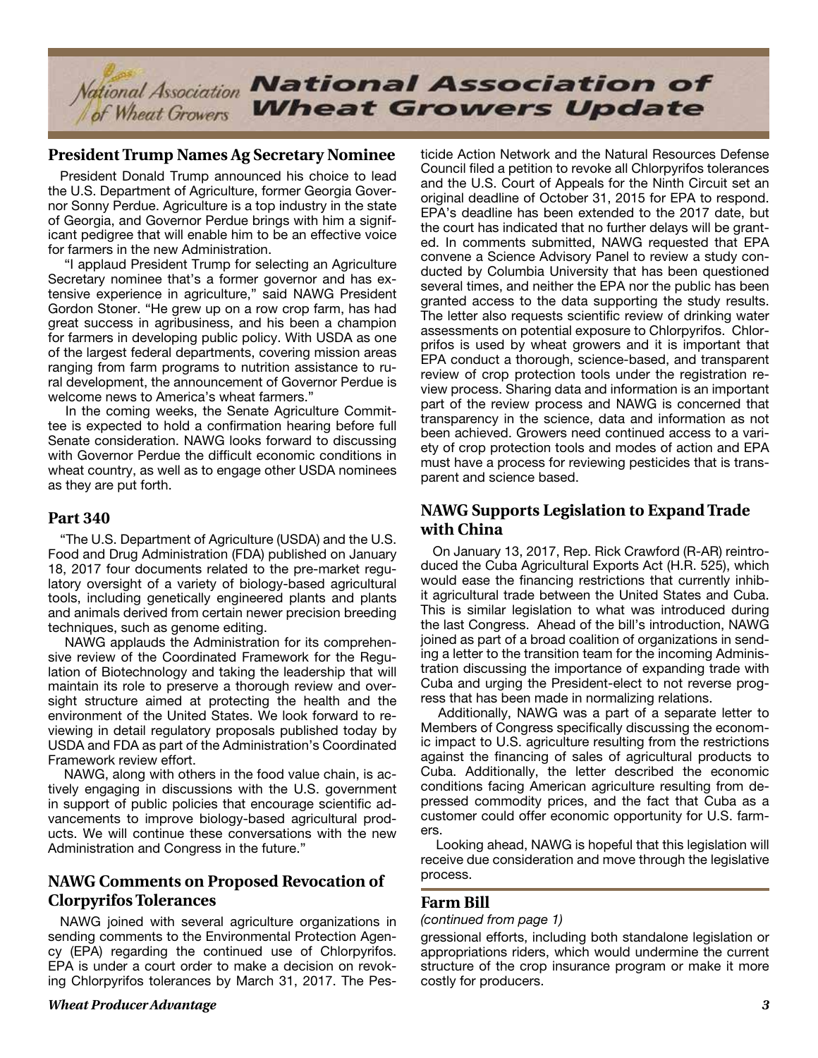# National Association of Wheat Growers Update

## President Trump Names Ag Secretary Nominee

President Donald Trump announced his choice to lead the U.S. Department of Agriculture, former Georgia Governor Sonny Perdue. Agriculture is a top industry in the state of Georgia, and Governor Perdue brings with him a significant pedigree that will enable him to be an effective voice for farmers in the new Administration.

"I applaud President Trump for selecting an Agriculture Secretary nominee that's a former governor and has extensive experience in agriculture," said NAWG President Gordon Stoner. "He grew up on a row crop farm, has had great success in agribusiness, and his been a champion for farmers in developing public policy. With USDA as one of the largest federal departments, covering mission areas ranging from farm programs to nutrition assistance to rural development, the announcement of Governor Perdue is welcome news to America's wheat farmers."

In the coming weeks, the Senate Agriculture Committee is expected to hold a confirmation hearing before full Senate consideration. NAWG looks forward to discussing with Governor Perdue the difficult economic conditions in wheat country, as well as to engage other USDA nominees as they are put forth.

## Part 340

"The U.S. Department of Agriculture (USDA) and the U.S. Food and Drug Administration (FDA) published on January 18, 2017 four documents related to the pre-market regulatory oversight of a variety of biology-based agricultural tools, including genetically engineered plants and plants and animals derived from certain newer precision breeding techniques, such as genome editing.

NAWG applauds the Administration for its comprehensive review of the Coordinated Framework for the Regulation of Biotechnology and taking the leadership that will maintain its role to preserve a thorough review and oversight structure aimed at protecting the health and the environment of the United States. We look forward to reviewing in detail regulatory proposals published today by USDA and FDA as part of the Administration's Coordinated Framework review effort.

NAWG, along with others in the food value chain, is actively engaging in discussions with the U.S. government in support of public policies that encourage scientific advancements to improve biology-based agricultural products. We will continue these conversations with the new Administration and Congress in the future."

## NAWG Comments on Proposed Revocation of Clorpyrifos Tolerances

NAWG joined with several agriculture organizations in sending comments to the Environmental Protection Agency (EPA) regarding the continued use of Chlorpyrifos. EPA is under a court order to make a decision on revoking Chlorpyrifos tolerances by March 31, 2017. The Pesticide Action Network and the Natural Resources Defense Council filed a petition to revoke all Chlorpyrifos tolerances and the U.S. Court of Appeals for the Ninth Circuit set an original deadline of October 31, 2015 for EPA to respond. EPA's deadline has been extended to the 2017 date, but the court has indicated that no further delays will be granted. In comments submitted, NAWG requested that EPA convene a Science Advisory Panel to review a study conducted by Columbia University that has been questioned several times, and neither the EPA nor the public has been granted access to the data supporting the study results. The letter also requests scientific review of drinking water assessments on potential exposure to Chlorpyrifos. Chlorprifos is used by wheat growers and it is important that EPA conduct a thorough, science-based, and transparent review of crop protection tools under the registration review process. Sharing data and information is an important part of the review process and NAWG is concerned that transparency in the science, data and information as not been achieved. Growers need continued access to a variety of crop protection tools and modes of action and EPA must have a process for reviewing pesticides that is transparent and science based.

## NAWG Supports Legislation to Expand Trade with China

On January 13, 2017, Rep. Rick Crawford (R-AR) reintroduced the Cuba Agricultural Exports Act (H.R. 525), which would ease the financing restrictions that currently inhibit agricultural trade between the United States and Cuba. This is similar legislation to what was introduced during the last Congress. Ahead of the bill's introduction, NAWG joined as part of a broad coalition of organizations in sending a letter to the transition team for the incoming Administration discussing the importance of expanding trade with Cuba and urging the President-elect to not reverse progress that has been made in normalizing relations.

Additionally, NAWG was a part of a separate letter to Members of Congress specifically discussing the economic impact to U.S. agriculture resulting from the restrictions against the financing of sales of agricultural products to Cuba. Additionally, the letter described the economic conditions facing American agriculture resulting from depressed commodity prices, and the fact that Cuba as a customer could offer economic opportunity for U.S. farmers.

Looking ahead, NAWG is hopeful that this legislation will receive due consideration and move through the legislative process.

## Farm Bill

*(continued from page 1)*

gressional efforts, including both standalone legislation or appropriations riders, which would undermine the current structure of the crop insurance program or make it more costly for producers.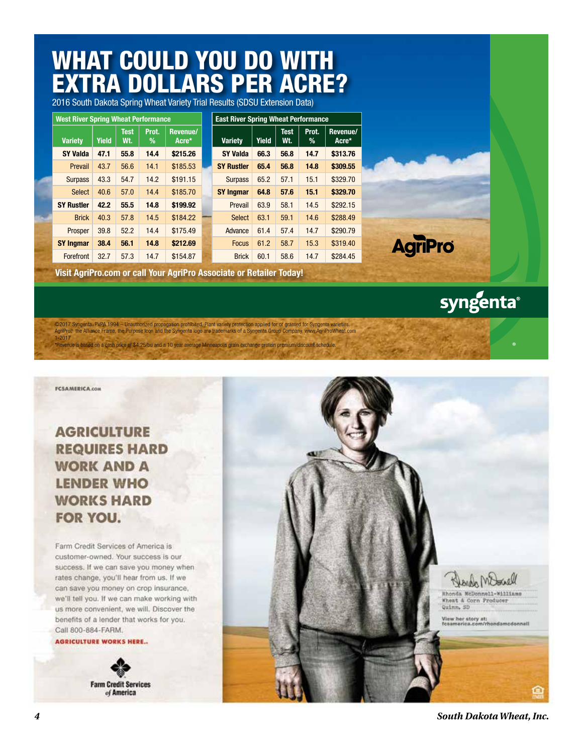# WHAT COULD YOU DO WITH EXTRA DOLLARS PER ACRE?

2016 South Dakota Spring Wheat Variety Trial Results (SDSU Extension Data)

**West River Spring Wheat Performance**

| Variety | Yield | Test Wt. | Prot. % | Revenue/ Acre* |
|---|---|---|---|---|
| **SY Valda** | **47.1** | **55.8** | **14.4** | **$215.26** |
| Prevail | 43.7 | 56.6 | 14.1 | $185.53 |
| Surpass | 43.3 | 54.7 | 14.2 | $191.15 |
| Select | 40.6 | 57.0 | 14.4 | $185.70 |
| **SY Rustler** | **42.2** | **55.5** | **14.8** | **$199.92** |
| Brick | 40.3 | 57.8 | 14.5 | $184.22 |
| Prosper | 39.8 | 52.2 | 14.4 | $175.49 |
| **SY Ingmar** | **38.4** | **56.1** | **14.8** | **$212.69** |
| Forefront | 32.7 | 57.3 | 14.7 | $154.87 |

**East River Spring Wheat Performance**

| Variety | Yield | Test Wt. | Prot. % | Revenue/ Acre* |
|---|---|---|---|---|
| **SY Valda** | **66.3** | **56.8** | **14.7** | **$313.76** |
| **SY Rustler** | **65.4** | **56.8** | **14.8** | **$309.55** |
| Surpass | 65.2 | 57.1 | 15.1 | $329.70 |
| **SY Ingmar** | **64.8** | **57.6** | **15.1** | **$329.70** |
| Prevail | 63.9 | 58.1 | 14.5 | $292.15 |
| Select | 63.1 | 59.1 | 14.6 | $288.49 |
| Advance | 61.4 | 57.4 | 14.7 | $290.79 |
| Focus | 61.2 | 58.7 | 15.3 | $319.40 |
| Brick | 60.1 | 58.6 | 14.7 | $284.45 |

**Visit AgriPro.com or call Your AgriPro Associate or Retailer Today!**

AgriPro

syngenta

©2017 Syngenta. PVPA 1994 – Unauthorized propagation prohibited. Plant variety protection applied for or granted for Syngenta varieties. AgriPro®, the Alliance Frame, the Purpose Icon and the Syngenta logo are trademarks of a Syngenta Group Company. www.AgriProWheat.com 1-2017

*Revenue is based on a cash price of $4.25/bu and a 10 year average Minneapolis grain exchange protein premium/discount schedule.

---

FCSAMERICA.com

## AGRICULTURE REQUIRES HARD WORK AND A LENDER WHO WORKS HARD FOR YOU.

Farm Credit Services of America is customer-owned. Your success is our success. If we can save you money when rates change, you'll hear from us. If we can save you money on crop insurance, we'll tell you. If we can make working with us more convenient, we will. Discover the benefits of a lender that works for you. Call 800-884-FARM.

**AGRICULTURE WORKS HERE.**

Farm Credit Services of America

Rhonda McDonnell-Williams
Wheat & Corn Producer
Quinn, SD

View her story at:
fcsamerica.com/rhondamcdonnell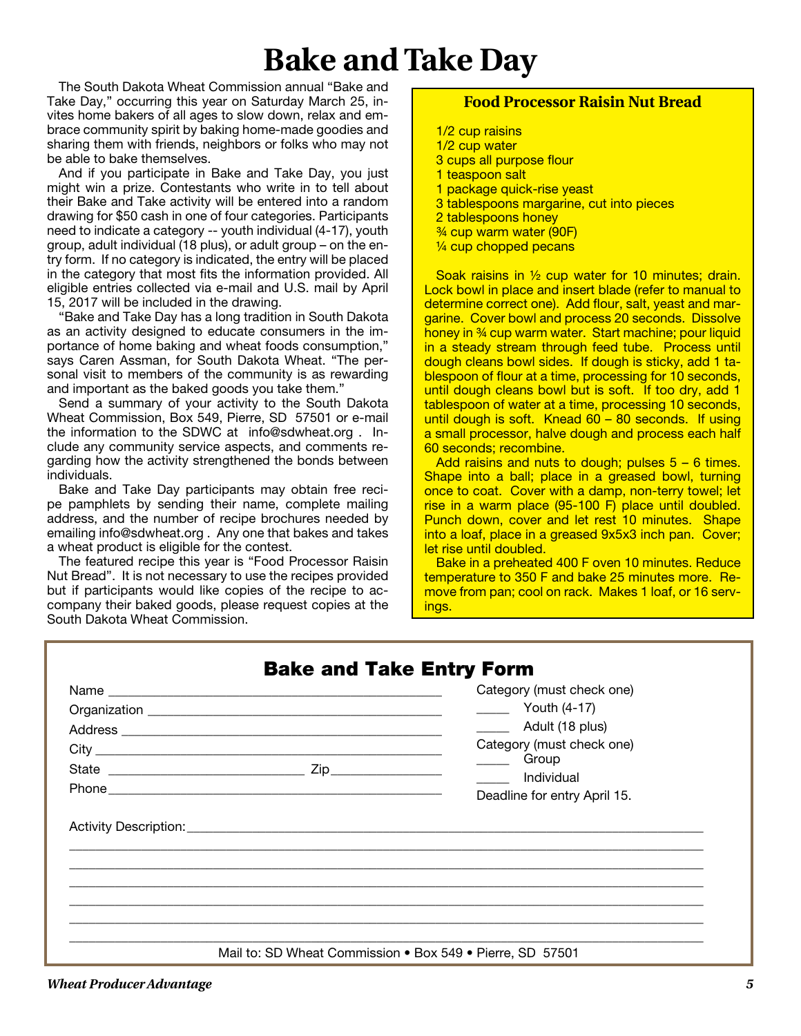# Bake and Take Day

The South Dakota Wheat Commission annual "Bake and Take Day," occurring this year on Saturday March 25, invites home bakers of all ages to slow down, relax and embrace community spirit by baking home-made goodies and sharing them with friends, neighbors or folks who may not be able to bake themselves.

And if you participate in Bake and Take Day, you just might win a prize. Contestants who write in to tell about their Bake and Take activity will be entered into a random drawing for $50 cash in one of four categories. Participants need to indicate a category -- youth individual (4-17), youth group, adult individual (18 plus), or adult group – on the entry form. If no category is indicated, the entry will be placed in the category that most fits the information provided. All eligible entries collected via e-mail and U.S. mail by April 15, 2017 will be included in the drawing.

"Bake and Take Day has a long tradition in South Dakota as an activity designed to educate consumers in the importance of home baking and wheat foods consumption," says Caren Assman, for South Dakota Wheat. "The personal visit to members of the community is as rewarding and important as the baked goods you take them."

Send a summary of your activity to the South Dakota Wheat Commission, Box 549, Pierre, SD 57501 or e-mail the information to the SDWC at info@sdwheat.org . Include any community service aspects, and comments regarding how the activity strengthened the bonds between individuals.

Bake and Take Day participants may obtain free recipe pamphlets by sending their name, complete mailing address, and the number of recipe brochures needed by emailing info@sdwheat.org . Any one that bakes and takes a wheat product is eligible for the contest.

The featured recipe this year is "Food Processor Raisin Nut Bread". It is not necessary to use the recipes provided but if participants would like copies of the recipe to accompany their baked goods, please request copies at the South Dakota Wheat Commission.

## Food Processor Raisin Nut Bread

- 1/2 cup raisins
- 1/2 cup water
- 3 cups all purpose flour
- 1 teaspoon salt
- 1 package quick-rise yeast
- 3 tablespoons margarine, cut into pieces
- 2 tablespoons honey
- ¾ cup warm water (90F)
- ¼ cup chopped pecans

Soak raisins in ½ cup water for 10 minutes; drain. Lock bowl in place and insert blade (refer to manual to determine correct one). Add flour, salt, yeast and margarine. Cover bowl and process 20 seconds. Dissolve honey in ¾ cup warm water. Start machine; pour liquid in a steady stream through feed tube. Process until dough cleans bowl sides. If dough is sticky, add 1 tablespoon of flour at a time, processing for 10 seconds, until dough cleans bowl but is soft. If too dry, add 1 tablespoon of water at a time, processing 10 seconds, until dough is soft. Knead 60 – 80 seconds. If using a small processor, halve dough and process each half 60 seconds; recombine.

Add raisins and nuts to dough; pulses 5 – 6 times. Shape into a ball; place in a greased bowl, turning once to coat. Cover with a damp, non-terry towel; let rise in a warm place (95-100 F) place until doubled. Punch down, cover and let rest 10 minutes. Shape into a loaf, place in a greased 9x5x3 inch pan. Cover; let rise until doubled.

Bake in a preheated 400 F oven 10 minutes. Reduce temperature to 350 F and bake 25 minutes more. Remove from pan; cool on rack. Makes 1 loaf, or 16 servings.

## Bake and Take Entry Form

Name ____________________________________________

Organization ______________________________________

Address __________________________________________

City _____________________________________________

State ___________________________ Zip _______________

Phone ____________________________________________

Category (must check one)
_____ Youth (4-17)
_____ Adult (18 plus)

Category (must check one)
_____ Group
_____ Individual

Deadline for entry April 15.

Activity Description: ________________________________________________________________

______________________________________________________________________________

______________________________________________________________________________

______________________________________________________________________________

______________________________________________________________________________

______________________________________________________________________________

______________________________________________________________________________

Mail to: SD Wheat Commission • Box 549 • Pierre, SD 57501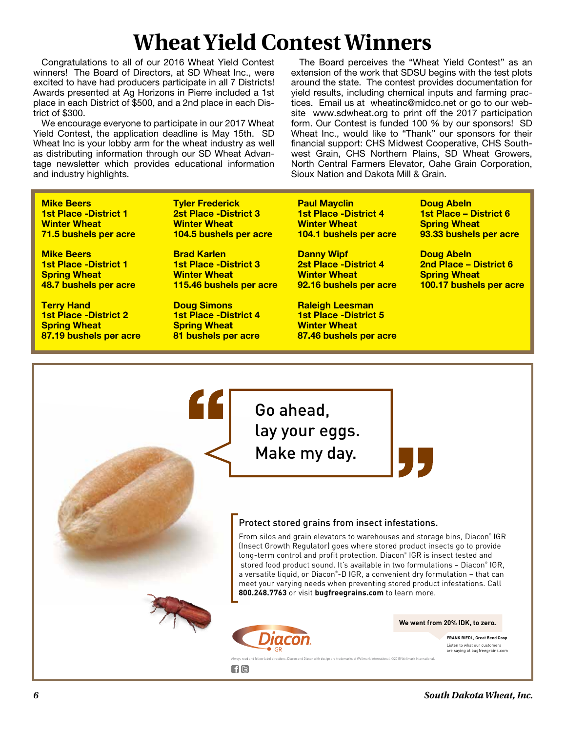# Wheat Yield Contest Winners

Congratulations to all of our 2016 Wheat Yield Contest winners! The Board of Directors, at SD Wheat Inc., were excited to have had producers participate in all 7 Districts! Awards presented at Ag Horizons in Pierre included a 1st place in each District of $500, and a 2nd place in each District of $300.

We encourage everyone to participate in our 2017 Wheat Yield Contest, the application deadline is May 15th. SD Wheat Inc is your lobby arm for the wheat industry as well as distributing information through our SD Wheat Advantage newsletter which provides educational information and industry highlights.

The Board perceives the "Wheat Yield Contest" as an extension of the work that SDSU begins with the test plots around the state. The contest provides documentation for yield results, including chemical inputs and farming practices. Email us at wheatinc@midco.net or go to our website www.sdwheat.org to print off the 2017 participation form. Our Contest is funded 100 % by our sponsors! SD Wheat Inc., would like to "Thank" our sponsors for their financial support: CHS Midwest Cooperative, CHS Southwest Grain, CHS Northern Plains, SD Wheat Growers, North Central Farmers Elevator, Oahe Grain Corporation, Sioux Nation and Dakota Mill & Grain.

**Mike Beers**
**1st Place -District 1**
**Winter Wheat**
**71.5 bushels per acre**

**Mike Beers**
**1st Place -District 1**
**Spring Wheat**
**48.7 bushels per acre**

**Terry Hand**
**1st Place -District 2**
**Spring Wheat**
**87.19 bushels per acre**

**Tyler Frederick**
**2st Place -District 3**
**Winter Wheat**
**104.5 bushels per acre**

**Brad Karlen**
**1st Place -District 3**
**Winter Wheat**
**115.46 bushels per acre**

**Doug Simons**
**1st Place -District 4**
**Spring Wheat**
**81 bushels per acre**

**Paul Mayclin**
**1st Place -District 4**
**Winter Wheat**
**104.1 bushels per acre**

**Danny Wipf**
**2st Place -District 4**
**Winter Wheat**
**92.16 bushels per acre**

**Raleigh Leesman**
**1st Place -District 5**
**Winter Wheat**
**87.46 bushels per acre**

**Doug Abeln**
**1st Place – District 6**
**Spring Wheat**
**93.33 bushels per acre**

**Doug Abeln**
**2nd Place – District 6**
**Spring Wheat**
**100.17 bushels per acre**

"Go ahead, lay your eggs. Make my day."

Protect stored grains from insect infestations.

From silos and grain elevators to warehouses and storage bins, Diacon® IGR (Insect Growth Regulator) goes where stored product insects go to provide long-term control and profit protection. Diacon® IGR is insect tested and stored food product sound. It's available in two formulations – Diacon® IGR, a versatile liquid, or Diacon®-D IGR, a convenient dry formulation – that can meet your varying needs when preventing stored product infestations. Call **800.248.7763** or visit **bugfreegrains.com** to learn more.

**We went from 20% IDK, to zero.**

**FRANK RIEDL, Great Bend Coop**
Listen to what our customers are saying at bugfreegrains.com

Diacon IGR

Always read and follow label directions. Diacon and Diacon with design are trademarks of Wellmark International. ©2015 Wellmark International.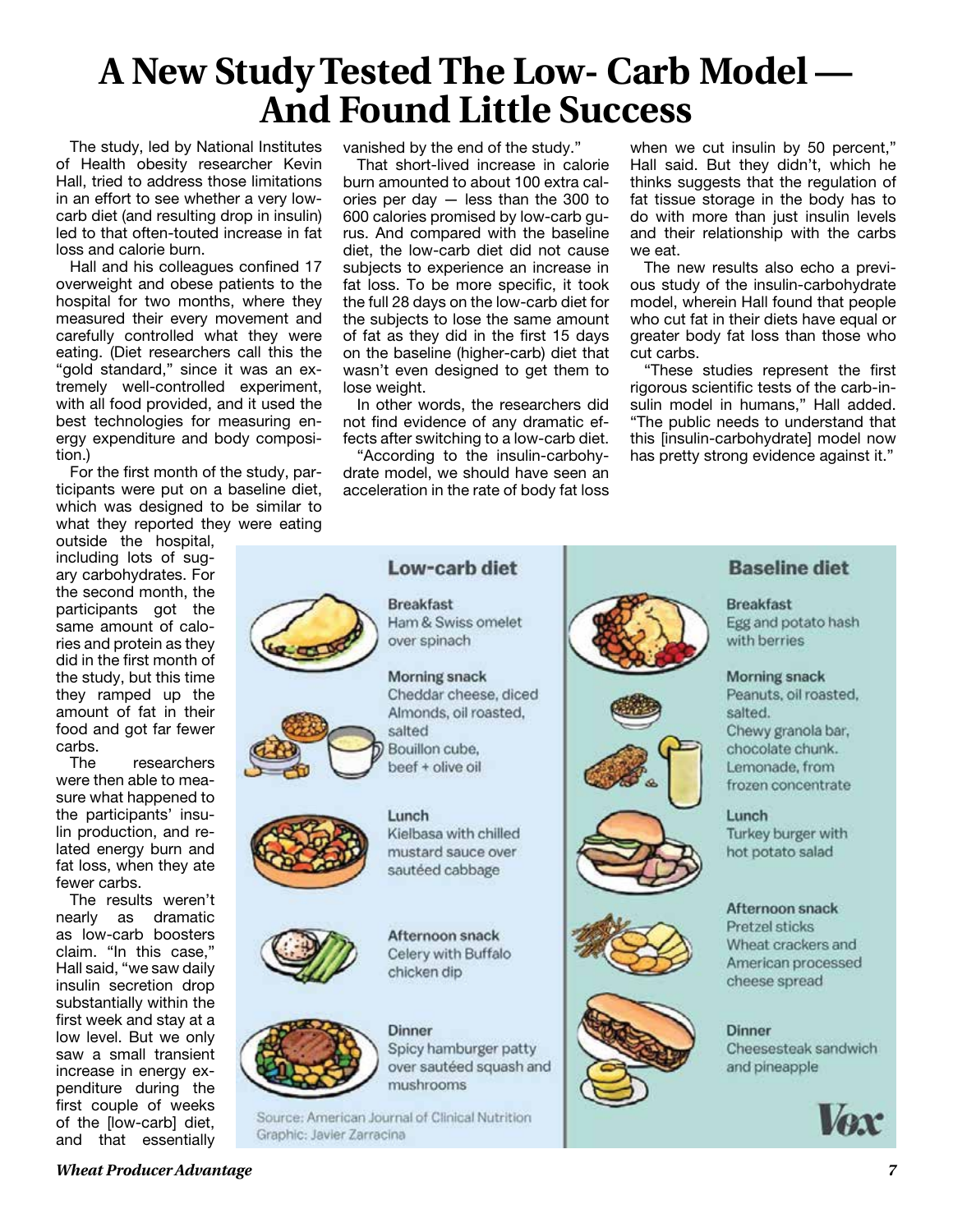# A New Study Tested The Low- Carb Model — And Found Little Success

The study, led by National Institutes of Health obesity researcher Kevin Hall, tried to address those limitations in an effort to see whether a very low-carb diet (and resulting drop in insulin) led to that often-touted increase in fat loss and calorie burn.

Hall and his colleagues confined 17 overweight and obese patients to the hospital for two months, where they measured their every movement and carefully controlled what they were eating. (Diet researchers call this the "gold standard," since it was an extremely well-controlled experiment, with all food provided, and it used the best technologies for measuring energy expenditure and body composition.)

For the first month of the study, participants were put on a baseline diet, which was designed to be similar to what they reported they were eating outside the hospital, including lots of sugary carbohydrates. For the second month, the participants got the same amount of calories and protein as they did in the first month of the study, but this time they ramped up the amount of fat in their food and got far fewer carbs.

The researchers were then able to measure what happened to the participants' insulin production, and related energy burn and fat loss, when they ate fewer carbs.

The results weren't nearly as dramatic as low-carb boosters claim. "In this case," Hall said, "we saw daily insulin secretion drop substantially within the first week and stay at a low level. But we only saw a small transient increase in energy expenditure during the first couple of weeks of the [low-carb] diet, and that essentially vanished by the end of the study."

That short-lived increase in calorie burn amounted to about 100 extra calories per day — less than the 300 to 600 calories promised by low-carb gurus. And compared with the baseline diet, the low-carb diet did not cause subjects to experience an increase in fat loss. To be more specific, it took the full 28 days on the low-carb diet for the subjects to lose the same amount of fat as they did in the first 15 days on the baseline (higher-carb) diet that wasn't even designed to get them to lose weight.

In other words, the researchers did not find evidence of any dramatic effects after switching to a low-carb diet.

"According to the insulin-carbohydrate model, we should have seen an acceleration in the rate of body fat loss when we cut insulin by 50 percent," Hall said. But they didn't, which he thinks suggests that the regulation of fat tissue storage in the body has to do with more than just insulin levels and their relationship with the carbs we eat.

The new results also echo a previous study of the insulin-carbohydrate model, wherein Hall found that people who cut fat in their diets have equal or greater body fat loss than those who cut carbs.

"These studies represent the first rigorous scientific tests of the carb-insulin model in humans," Hall added. "The public needs to understand that this [insulin-carbohydrate] model now has pretty strong evidence against it."

## Low-carb diet

**Breakfast**
Ham & Swiss omelet over spinach

**Morning snack**
Cheddar cheese, diced
Almonds, oil roasted, salted
Bouillon cube, beef + olive oil

**Lunch**
Kielbasa with chilled mustard sauce over sautéed cabbage

**Afternoon snack**
Celery with Buffalo chicken dip

**Dinner**
Spicy hamburger patty over sautéed squash and mushrooms

## Baseline diet

**Breakfast**
Egg and potato hash with berries

**Morning snack**
Peanuts, oil roasted, salted.
Chewy granola bar, chocolate chunk.
Lemonade, from frozen concentrate

**Lunch**
Turkey burger with hot potato salad

**Afternoon snack**
Pretzel sticks
Wheat crackers and American processed cheese spread

**Dinner**
Cheesesteak sandwich and pineapple

Source: American Journal of Clinical Nutrition
Graphic: Javier Zarracina

Vox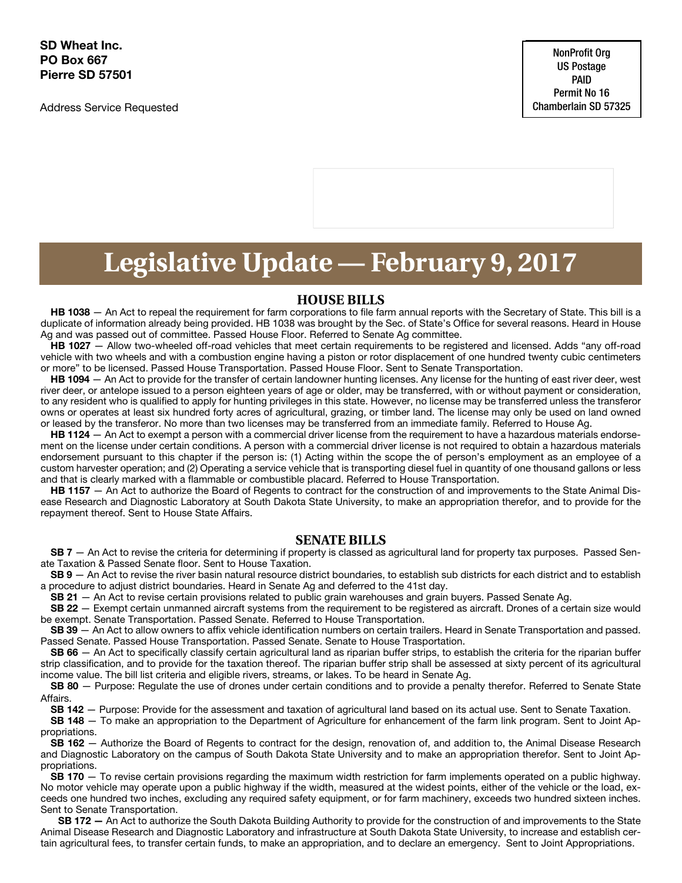**SD Wheat Inc.**
**PO Box 667**
**Pierre SD 57501**

Address Service Requested

NonProfit Org
US Postage
PAID
Permit No 16
Chamberlain SD 57325

# Legislative Update — February 9, 2017

## HOUSE BILLS

**HB 1038** — An Act to repeal the requirement for farm corporations to file farm annual reports with the Secretary of State. This bill is a duplicate of information already being provided. HB 1038 was brought by the Sec. of State's Office for several reasons. Heard in House Ag and was passed out of committee. Passed House Floor. Referred to Senate Ag committee.

**HB 1027** — Allow two-wheeled off-road vehicles that meet certain requirements to be registered and licensed. Adds "any off-road vehicle with two wheels and with a combustion engine having a piston or rotor displacement of one hundred twenty cubic centimeters or more" to be licensed. Passed House Transportation. Passed House Floor. Sent to Senate Transportation.

**HB 1094** — An Act to provide for the transfer of certain landowner hunting licenses. Any license for the hunting of east river deer, west river deer, or antelope issued to a person eighteen years of age or older, may be transferred, with or without payment or consideration, to any resident who is qualified to apply for hunting privileges in this state. However, no license may be transferred unless the transferor owns or operates at least six hundred forty acres of agricultural, grazing, or timber land. The license may only be used on land owned or leased by the transferor. No more than two licenses may be transferred from an immediate family. Referred to House Ag.

**HB 1124** — An Act to exempt a person with a commercial driver license from the requirement to have a hazardous materials endorsement on the license under certain conditions. A person with a commercial driver license is not required to obtain a hazardous materials endorsement pursuant to this chapter if the person is: (1) Acting within the scope the of person's employment as an employee of a custom harvester operation; and (2) Operating a service vehicle that is transporting diesel fuel in quantity of one thousand gallons or less and that is clearly marked with a flammable or combustible placard. Referred to House Transportation.

**HB 1157** — An Act to authorize the Board of Regents to contract for the construction of and improvements to the State Animal Disease Research and Diagnostic Laboratory at South Dakota State University, to make an appropriation therefor, and to provide for the repayment thereof. Sent to House State Affairs.

## SENATE BILLS

**SB 7** — An Act to revise the criteria for determining if property is classed as agricultural land for property tax purposes. Passed Senate Taxation & Passed Senate floor. Sent to House Taxation.

**SB 9** — An Act to revise the river basin natural resource district boundaries, to establish sub districts for each district and to establish a procedure to adjust district boundaries. Heard in Senate Ag and deferred to the 41st day.

**SB 21** — An Act to revise certain provisions related to public grain warehouses and grain buyers. Passed Senate Ag.

**SB 22** — Exempt certain unmanned aircraft systems from the requirement to be registered as aircraft. Drones of a certain size would be exempt. Senate Transportation. Passed Senate. Referred to House Transportation.

**SB 39** — An Act to allow owners to affix vehicle identification numbers on certain trailers. Heard in Senate Transportation and passed. Passed Senate. Passed House Transportation. Passed Senate. Senate to House Trasportation.

**SB 66** — An Act to specifically classify certain agricultural land as riparian buffer strips, to establish the criteria for the riparian buffer strip classification, and to provide for the taxation thereof. The riparian buffer strip shall be assessed at sixty percent of its agricultural income value. The bill list criteria and eligible rivers, streams, or lakes. To be heard in Senate Ag.

**SB 80** — Purpose: Regulate the use of drones under certain conditions and to provide a penalty therefor. Referred to Senate State Affairs.

**SB 142** — Purpose: Provide for the assessment and taxation of agricultural land based on its actual use. Sent to Senate Taxation.

**SB 148** — To make an appropriation to the Department of Agriculture for enhancement of the farm link program. Sent to Joint Appropriations.

**SB 162** — Authorize the Board of Regents to contract for the design, renovation of, and addition to, the Animal Disease Research and Diagnostic Laboratory on the campus of South Dakota State University and to make an appropriation therefor. Sent to Joint Appropriations.

**SB 170** — To revise certain provisions regarding the maximum width restriction for farm implements operated on a public highway. No motor vehicle may operate upon a public highway if the width, measured at the widest points, either of the vehicle or the load, exceeds one hundred two inches, excluding any required safety equipment, or for farm machinery, exceeds two hundred sixteen inches. Sent to Senate Transportation.

**SB 172 —** An Act to authorize the South Dakota Building Authority to provide for the construction of and improvements to the State Animal Disease Research and Diagnostic Laboratory and infrastructure at South Dakota State University, to increase and establish certain agricultural fees, to transfer certain funds, to make an appropriation, and to declare an emergency. Sent to Joint Appropriations.